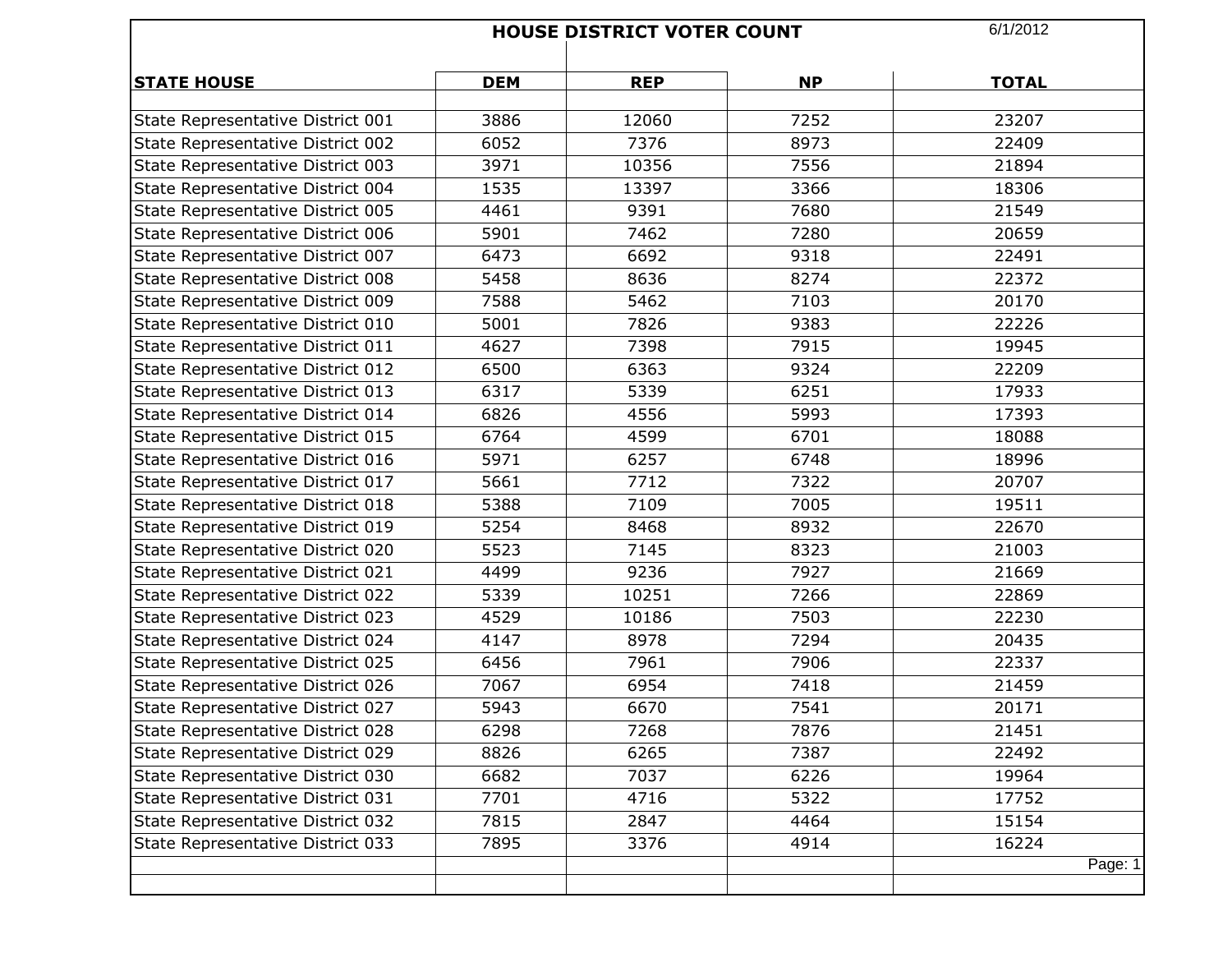# HOUSE DISTRICT VOTER COUNT

6/1/2012

| STATE HOUSE | DEM | REP | NP | TOTAL |
|---|---|---|---|---|
| State Representative District 001 | 3886 | 12060 | 7252 | 23207 |
| State Representative District 002 | 6052 | 7376 | 8973 | 22409 |
| State Representative District 003 | 3971 | 10356 | 7556 | 21894 |
| State Representative District 004 | 1535 | 13397 | 3366 | 18306 |
| State Representative District 005 | 4461 | 9391 | 7680 | 21549 |
| State Representative District 006 | 5901 | 7462 | 7280 | 20659 |
| State Representative District 007 | 6473 | 6692 | 9318 | 22491 |
| State Representative District 008 | 5458 | 8636 | 8274 | 22372 |
| State Representative District 009 | 7588 | 5462 | 7103 | 20170 |
| State Representative District 010 | 5001 | 7826 | 9383 | 22226 |
| State Representative District 011 | 4627 | 7398 | 7915 | 19945 |
| State Representative District 012 | 6500 | 6363 | 9324 | 22209 |
| State Representative District 013 | 6317 | 5339 | 6251 | 17933 |
| State Representative District 014 | 6826 | 4556 | 5993 | 17393 |
| State Representative District 015 | 6764 | 4599 | 6701 | 18088 |
| State Representative District 016 | 5971 | 6257 | 6748 | 18996 |
| State Representative District 017 | 5661 | 7712 | 7322 | 20707 |
| State Representative District 018 | 5388 | 7109 | 7005 | 19511 |
| State Representative District 019 | 5254 | 8468 | 8932 | 22670 |
| State Representative District 020 | 5523 | 7145 | 8323 | 21003 |
| State Representative District 021 | 4499 | 9236 | 7927 | 21669 |
| State Representative District 022 | 5339 | 10251 | 7266 | 22869 |
| State Representative District 023 | 4529 | 10186 | 7503 | 22230 |
| State Representative District 024 | 4147 | 8978 | 7294 | 20435 |
| State Representative District 025 | 6456 | 7961 | 7906 | 22337 |
| State Representative District 026 | 7067 | 6954 | 7418 | 21459 |
| State Representative District 027 | 5943 | 6670 | 7541 | 20171 |
| State Representative District 028 | 6298 | 7268 | 7876 | 21451 |
| State Representative District 029 | 8826 | 6265 | 7387 | 22492 |
| State Representative District 030 | 6682 | 7037 | 6226 | 19964 |
| State Representative District 031 | 7701 | 4716 | 5322 | 17752 |
| State Representative District 032 | 7815 | 2847 | 4464 | 15154 |
| State Representative District 033 | 7895 | 3376 | 4914 | 16224 |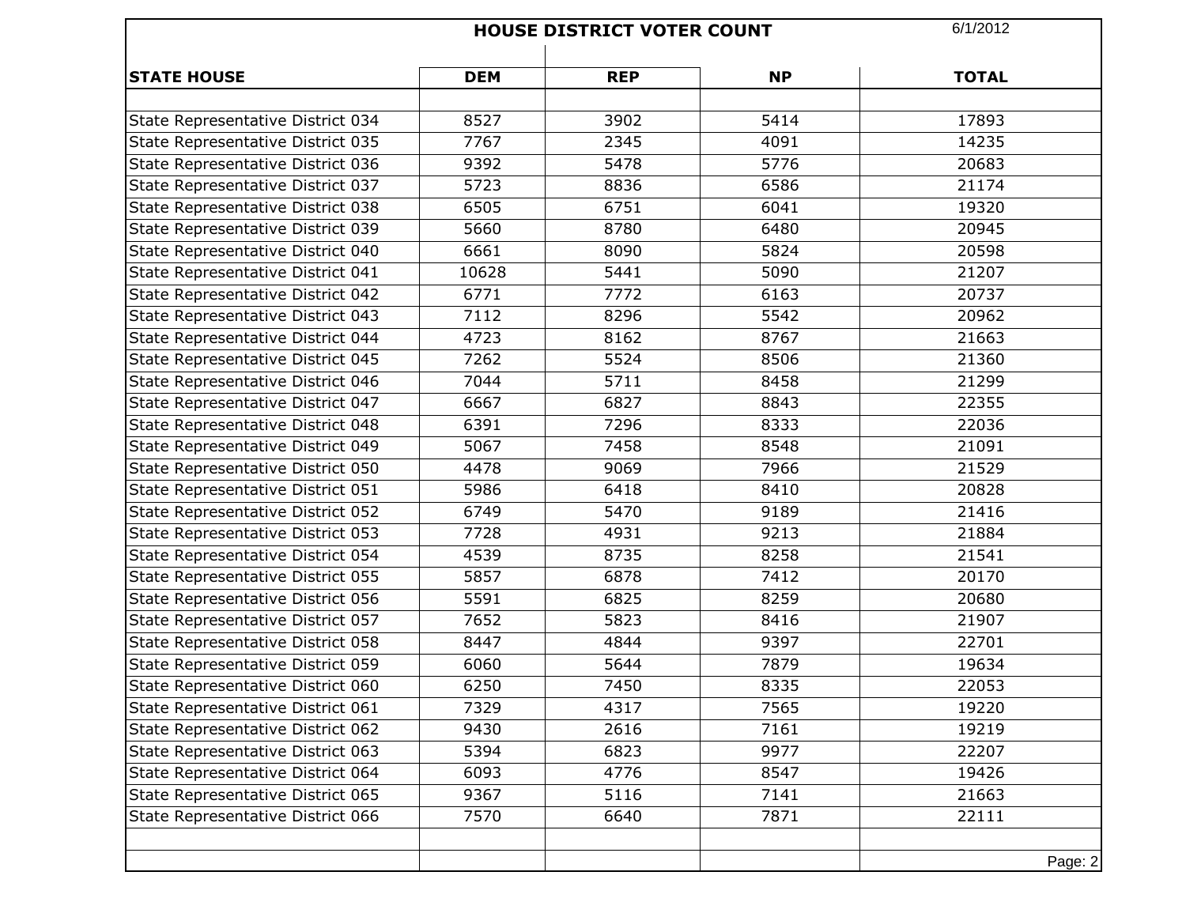## HOUSE DISTRICT VOTER COUNT

6/1/2012

| STATE HOUSE | DEM | REP | NP | TOTAL |
|---|---|---|---|---|
| State Representative District 034 | 8527 | 3902 | 5414 | 17893 |
| State Representative District 035 | 7767 | 2345 | 4091 | 14235 |
| State Representative District 036 | 9392 | 5478 | 5776 | 20683 |
| State Representative District 037 | 5723 | 8836 | 6586 | 21174 |
| State Representative District 038 | 6505 | 6751 | 6041 | 19320 |
| State Representative District 039 | 5660 | 8780 | 6480 | 20945 |
| State Representative District 040 | 6661 | 8090 | 5824 | 20598 |
| State Representative District 041 | 10628 | 5441 | 5090 | 21207 |
| State Representative District 042 | 6771 | 7772 | 6163 | 20737 |
| State Representative District 043 | 7112 | 8296 | 5542 | 20962 |
| State Representative District 044 | 4723 | 8162 | 8767 | 21663 |
| State Representative District 045 | 7262 | 5524 | 8506 | 21360 |
| State Representative District 046 | 7044 | 5711 | 8458 | 21299 |
| State Representative District 047 | 6667 | 6827 | 8843 | 22355 |
| State Representative District 048 | 6391 | 7296 | 8333 | 22036 |
| State Representative District 049 | 5067 | 7458 | 8548 | 21091 |
| State Representative District 050 | 4478 | 9069 | 7966 | 21529 |
| State Representative District 051 | 5986 | 6418 | 8410 | 20828 |
| State Representative District 052 | 6749 | 5470 | 9189 | 21416 |
| State Representative District 053 | 7728 | 4931 | 9213 | 21884 |
| State Representative District 054 | 4539 | 8735 | 8258 | 21541 |
| State Representative District 055 | 5857 | 6878 | 7412 | 20170 |
| State Representative District 056 | 5591 | 6825 | 8259 | 20680 |
| State Representative District 057 | 7652 | 5823 | 8416 | 21907 |
| State Representative District 058 | 8447 | 4844 | 9397 | 22701 |
| State Representative District 059 | 6060 | 5644 | 7879 | 19634 |
| State Representative District 060 | 6250 | 7450 | 8335 | 22053 |
| State Representative District 061 | 7329 | 4317 | 7565 | 19220 |
| State Representative District 062 | 9430 | 2616 | 7161 | 19219 |
| State Representative District 063 | 5394 | 6823 | 9977 | 22207 |
| State Representative District 064 | 6093 | 4776 | 8547 | 19426 |
| State Representative District 065 | 9367 | 5116 | 7141 | 21663 |
| State Representative District 066 | 7570 | 6640 | 7871 | 22111 |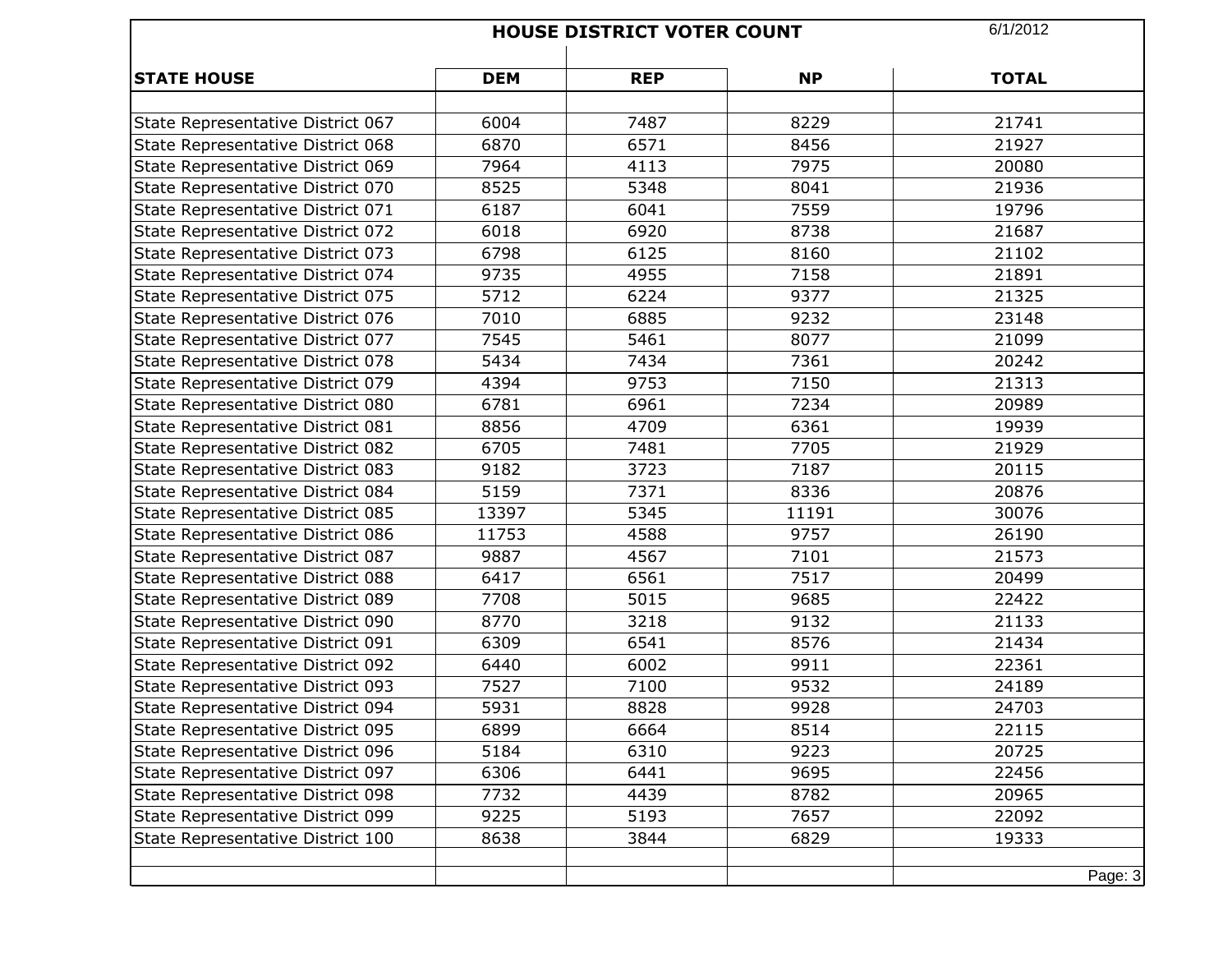## HOUSE DISTRICT VOTER COUNT

6/1/2012

| STATE HOUSE | DEM | REP | NP | TOTAL |
|---|---|---|---|---|
| State Representative District 067 | 6004 | 7487 | 8229 | 21741 |
| State Representative District 068 | 6870 | 6571 | 8456 | 21927 |
| State Representative District 069 | 7964 | 4113 | 7975 | 20080 |
| State Representative District 070 | 8525 | 5348 | 8041 | 21936 |
| State Representative District 071 | 6187 | 6041 | 7559 | 19796 |
| State Representative District 072 | 6018 | 6920 | 8738 | 21687 |
| State Representative District 073 | 6798 | 6125 | 8160 | 21102 |
| State Representative District 074 | 9735 | 4955 | 7158 | 21891 |
| State Representative District 075 | 5712 | 6224 | 9377 | 21325 |
| State Representative District 076 | 7010 | 6885 | 9232 | 23148 |
| State Representative District 077 | 7545 | 5461 | 8077 | 21099 |
| State Representative District 078 | 5434 | 7434 | 7361 | 20242 |
| State Representative District 079 | 4394 | 9753 | 7150 | 21313 |
| State Representative District 080 | 6781 | 6961 | 7234 | 20989 |
| State Representative District 081 | 8856 | 4709 | 6361 | 19939 |
| State Representative District 082 | 6705 | 7481 | 7705 | 21929 |
| State Representative District 083 | 9182 | 3723 | 7187 | 20115 |
| State Representative District 084 | 5159 | 7371 | 8336 | 20876 |
| State Representative District 085 | 13397 | 5345 | 11191 | 30076 |
| State Representative District 086 | 11753 | 4588 | 9757 | 26190 |
| State Representative District 087 | 9887 | 4567 | 7101 | 21573 |
| State Representative District 088 | 6417 | 6561 | 7517 | 20499 |
| State Representative District 089 | 7708 | 5015 | 9685 | 22422 |
| State Representative District 090 | 8770 | 3218 | 9132 | 21133 |
| State Representative District 091 | 6309 | 6541 | 8576 | 21434 |
| State Representative District 092 | 6440 | 6002 | 9911 | 22361 |
| State Representative District 093 | 7527 | 7100 | 9532 | 24189 |
| State Representative District 094 | 5931 | 8828 | 9928 | 24703 |
| State Representative District 095 | 6899 | 6664 | 8514 | 22115 |
| State Representative District 096 | 5184 | 6310 | 9223 | 20725 |
| State Representative District 097 | 6306 | 6441 | 9695 | 22456 |
| State Representative District 098 | 7732 | 4439 | 8782 | 20965 |
| State Representative District 099 | 9225 | 5193 | 7657 | 22092 |
| State Representative District 100 | 8638 | 3844 | 6829 | 19333 |